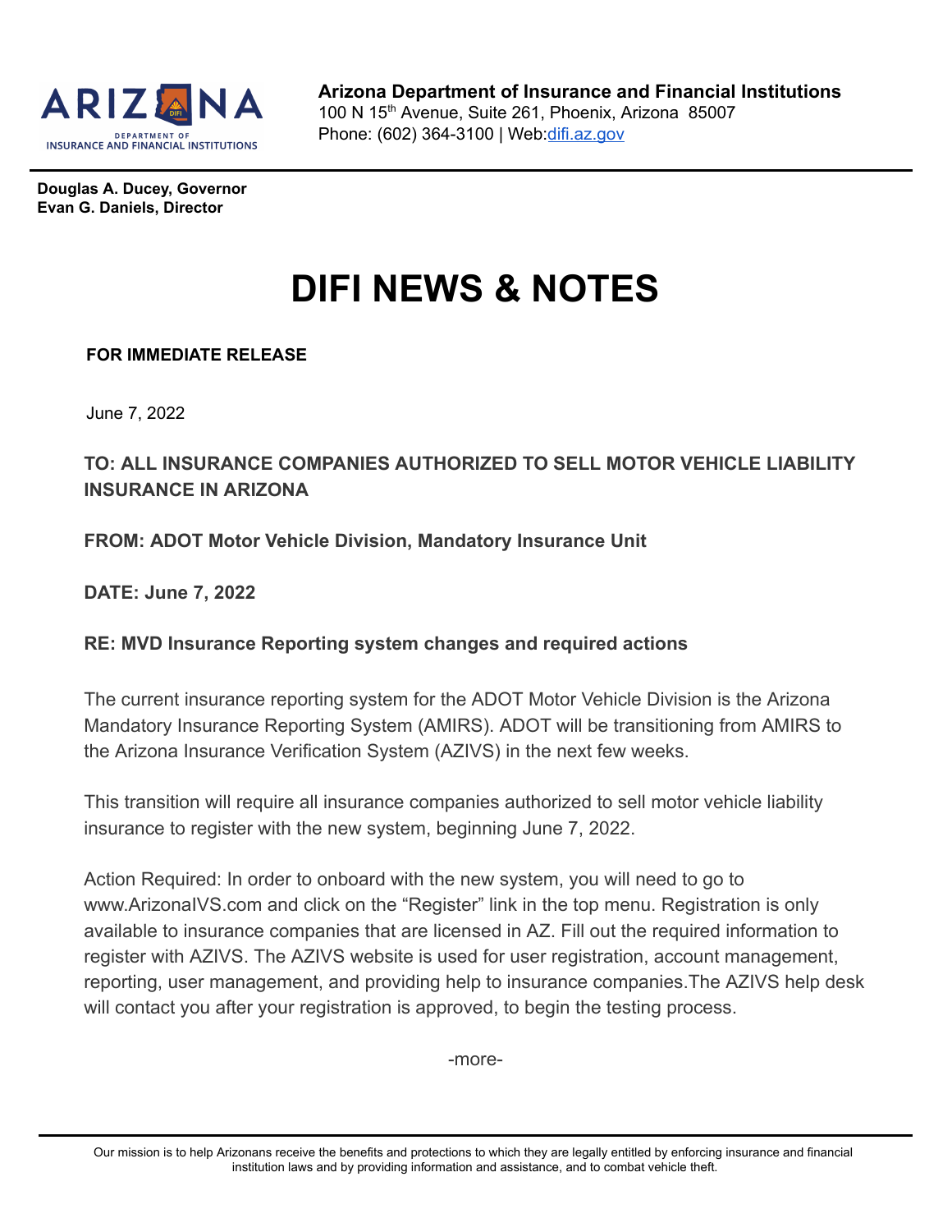**Arizona Department of Insurance and Financial Institutions**
100 N 15th Avenue, Suite 261, Phoenix, Arizona 85007
Phone: (602) 364-3100 | Web:[difi.az.gov](http://difi.az.gov)

**Douglas A. Ducey, Governor**
**Evan G. Daniels, Director**

# DIFI NEWS & NOTES

**FOR IMMEDIATE RELEASE**

June 7, 2022

**TO: ALL INSURANCE COMPANIES AUTHORIZED TO SELL MOTOR VEHICLE LIABILITY INSURANCE IN ARIZONA**

**FROM: ADOT Motor Vehicle Division, Mandatory Insurance Unit**

**DATE: June 7, 2022**

**RE: MVD Insurance Reporting system changes and required actions**

The current insurance reporting system for the ADOT Motor Vehicle Division is the Arizona Mandatory Insurance Reporting System (AMIRS). ADOT will be transitioning from AMIRS to the Arizona Insurance Verification System (AZIVS) in the next few weeks.

This transition will require all insurance companies authorized to sell motor vehicle liability insurance to register with the new system, beginning June 7, 2022.

Action Required: In order to onboard with the new system, you will need to go to www.ArizonaIVS.com and click on the "Register" link in the top menu. Registration is only available to insurance companies that are licensed in AZ. Fill out the required information to register with AZIVS. The AZIVS website is used for user registration, account management, reporting, user management, and providing help to insurance companies.The AZIVS help desk will contact you after your registration is approved, to begin the testing process.

-more-

Our mission is to help Arizonans receive the benefits and protections to which they are legally entitled by enforcing insurance and financial institution laws and by providing information and assistance, and to combat vehicle theft.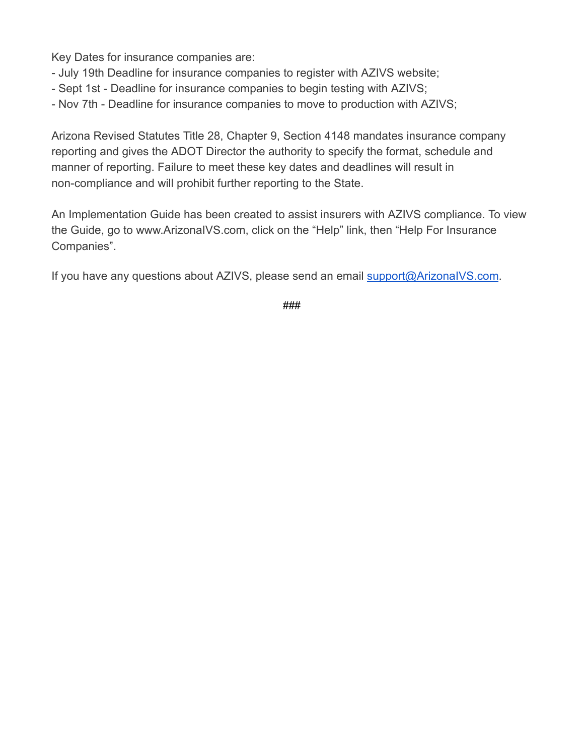Key Dates for insurance companies are:

- July 19th Deadline for insurance companies to register with AZIVS website;
- Sept 1st - Deadline for insurance companies to begin testing with AZIVS;
- Nov 7th - Deadline for insurance companies to move to production with AZIVS;

Arizona Revised Statutes Title 28, Chapter 9, Section 4148 mandates insurance company reporting and gives the ADOT Director the authority to specify the format, schedule and manner of reporting. Failure to meet these key dates and deadlines will result in non-compliance and will prohibit further reporting to the State.

An Implementation Guide has been created to assist insurers with AZIVS compliance. To view the Guide, go to www.ArizonaIVS.com, click on the "Help" link, then "Help For Insurance Companies".

If you have any questions about AZIVS, please send an email support@ArizonaIVS.com.

###